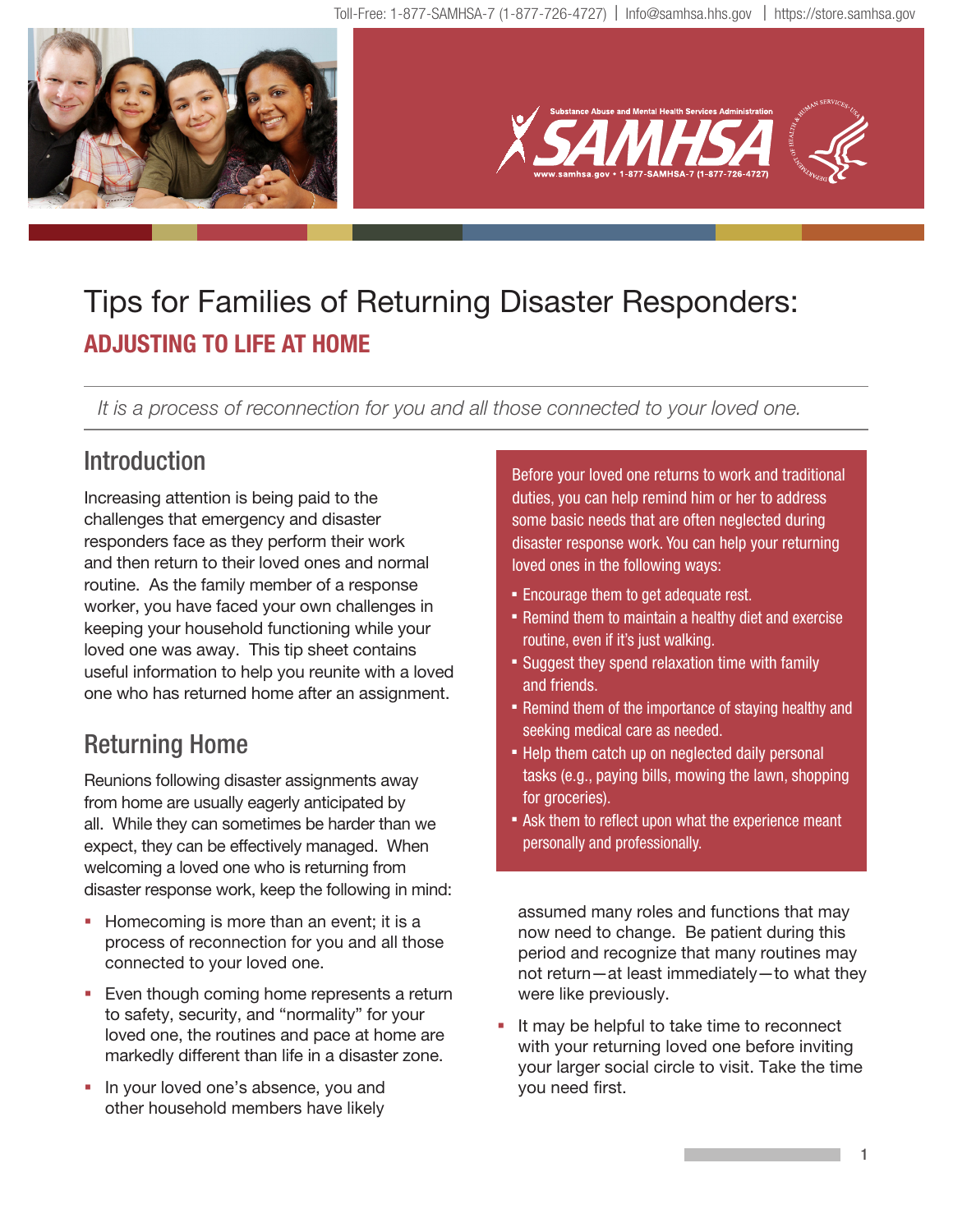Toll-Free: 1-877-SAMHSA-7 (1-877-726-4727) | Info@samhsa.hhs.gov | https://store.samhsa.gov

# Tips for Families of Returning Disaster Responders:

## ADJUSTING TO LIFE AT HOME

*It is a process of reconnection for you and all those connected to your loved one.*

## Introduction

Increasing attention is being paid to the challenges that emergency and disaster responders face as they perform their work and then return to their loved ones and normal routine. As the family member of a response worker, you have faced your own challenges in keeping your household functioning while your loved one was away. This tip sheet contains useful information to help you reunite with a loved one who has returned home after an assignment.

## Returning Home

Reunions following disaster assignments away from home are usually eagerly anticipated by all. While they can sometimes be harder than we expect, they can be effectively managed. When welcoming a loved one who is returning from disaster response work, keep the following in mind:

- Homecoming is more than an event; it is a process of reconnection for you and all those connected to your loved one.
- Even though coming home represents a return to safety, security, and "normality" for your loved one, the routines and pace at home are markedly different than life in a disaster zone.
- In your loved one's absence, you and other household members have likely assumed many roles and functions that may now need to change. Be patient during this period and recognize that many routines may not return—at least immediately—to what they were like previously.
- It may be helpful to take time to reconnect with your returning loved one before inviting your larger social circle to visit. Take the time you need first.

Before your loved one returns to work and traditional duties, you can help remind him or her to address some basic needs that are often neglected during disaster response work. You can help your returning loved ones in the following ways:

- Encourage them to get adequate rest.
- Remind them to maintain a healthy diet and exercise routine, even if it's just walking.
- Suggest they spend relaxation time with family and friends.
- Remind them of the importance of staying healthy and seeking medical care as needed.
- Help them catch up on neglected daily personal tasks (e.g., paying bills, mowing the lawn, shopping for groceries).
- Ask them to reflect upon what the experience meant personally and professionally.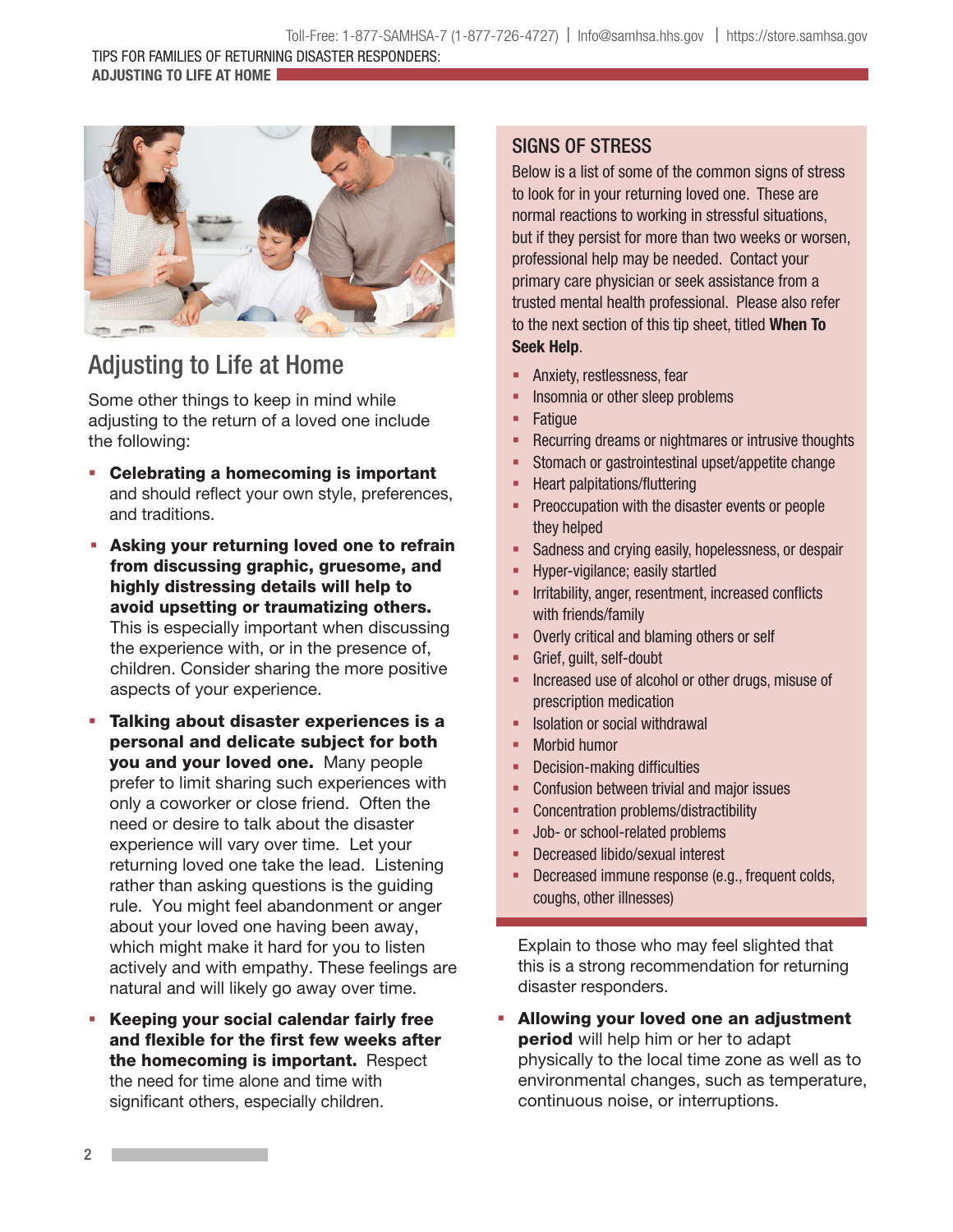## Adjusting to Life at Home

Some other things to keep in mind while adjusting to the return of a loved one include the following:

- **Celebrating a homecoming is important** and should reflect your own style, preferences, and traditions.
- **Asking your returning loved one to refrain from discussing graphic, gruesome, and highly distressing details will help to avoid upsetting or traumatizing others.** This is especially important when discussing the experience with, or in the presence of, children. Consider sharing the more positive aspects of your experience.
- **Talking about disaster experiences is a personal and delicate subject for both you and your loved one.** Many people prefer to limit sharing such experiences with only a coworker or close friend. Often the need or desire to talk about the disaster experience will vary over time. Let your returning loved one take the lead. Listening rather than asking questions is the guiding rule. You might feel abandonment or anger about your loved one having been away, which might make it hard for you to listen actively and with empathy. These feelings are natural and will likely go away over time.
- **Keeping your social calendar fairly free and flexible for the first few weeks after the homecoming is important.** Respect the need for time alone and time with significant others, especially children.

### SIGNS OF STRESS

Below is a list of some of the common signs of stress to look for in your returning loved one. These are normal reactions to working in stressful situations, but if they persist for more than two weeks or worsen, professional help may be needed. Contact your primary care physician or seek assistance from a trusted mental health professional. Please also refer to the next section of this tip sheet, titled **When To Seek Help**.

- Anxiety, restlessness, fear
- Insomnia or other sleep problems
- Fatigue
- Recurring dreams or nightmares or intrusive thoughts
- Stomach or gastrointestinal upset/appetite change
- Heart palpitations/fluttering
- Preoccupation with the disaster events or people they helped
- Sadness and crying easily, hopelessness, or despair
- Hyper-vigilance; easily startled
- Irritability, anger, resentment, increased conflicts with friends/family
- Overly critical and blaming others or self
- Grief, guilt, self-doubt
- Increased use of alcohol or other drugs, misuse of prescription medication
- Isolation or social withdrawal
- Morbid humor
- Decision-making difficulties
- Confusion between trivial and major issues
- Concentration problems/distractibility
- Job- or school-related problems
- Decreased libido/sexual interest
- Decreased immune response (e.g., frequent colds, coughs, other illnesses)

Explain to those who may feel slighted that this is a strong recommendation for returning disaster responders.

- **Allowing your loved one an adjustment period** will help him or her to adapt physically to the local time zone as well as to environmental changes, such as temperature, continuous noise, or interruptions.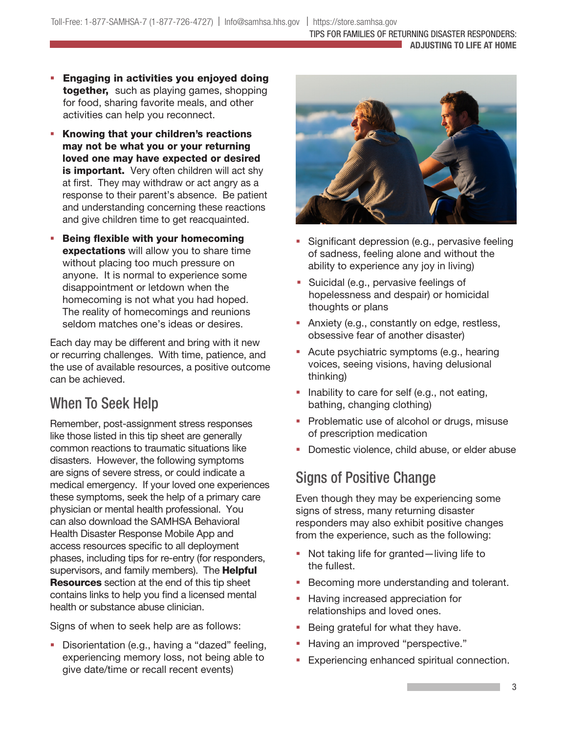- **Engaging in activities you enjoyed doing together,** such as playing games, shopping for food, sharing favorite meals, and other activities can help you reconnect.
- **Knowing that your children's reactions may not be what you or your returning loved one may have expected or desired is important.** Very often children will act shy at first. They may withdraw or act angry as a response to their parent's absence. Be patient and understanding concerning these reactions and give children time to get reacquainted.
- **Being flexible with your homecoming expectations** will allow you to share time without placing too much pressure on anyone. It is normal to experience some disappointment or letdown when the homecoming is not what you had hoped. The reality of homecomings and reunions seldom matches one's ideas or desires.

Each day may be different and bring with it new or recurring challenges. With time, patience, and the use of available resources, a positive outcome can be achieved.

## When To Seek Help

Remember, post-assignment stress responses like those listed in this tip sheet are generally common reactions to traumatic situations like disasters. However, the following symptoms are signs of severe stress, or could indicate a medical emergency. If your loved one experiences these symptoms, seek the help of a primary care physician or mental health professional. You can also download the SAMHSA Behavioral Health Disaster Response Mobile App and access resources specific to all deployment phases, including tips for re-entry (for responders, supervisors, and family members). The **Helpful Resources** section at the end of this tip sheet contains links to help you find a licensed mental health or substance abuse clinician.

Signs of when to seek help are as follows:

- Disorientation (e.g., having a "dazed" feeling, experiencing memory loss, not being able to give date/time or recall recent events)
- Significant depression (e.g., pervasive feeling of sadness, feeling alone and without the ability to experience any joy in living)
- Suicidal (e.g., pervasive feelings of hopelessness and despair) or homicidal thoughts or plans
- Anxiety (e.g., constantly on edge, restless, obsessive fear of another disaster)
- Acute psychiatric symptoms (e.g., hearing voices, seeing visions, having delusional thinking)
- Inability to care for self (e.g., not eating, bathing, changing clothing)
- Problematic use of alcohol or drugs, misuse of prescription medication
- Domestic violence, child abuse, or elder abuse

## Signs of Positive Change

Even though they may be experiencing some signs of stress, many returning disaster responders may also exhibit positive changes from the experience, such as the following:

- Not taking life for granted—living life to the fullest.
- Becoming more understanding and tolerant.
- Having increased appreciation for relationships and loved ones.
- Being grateful for what they have.
- Having an improved "perspective."
- Experiencing enhanced spiritual connection.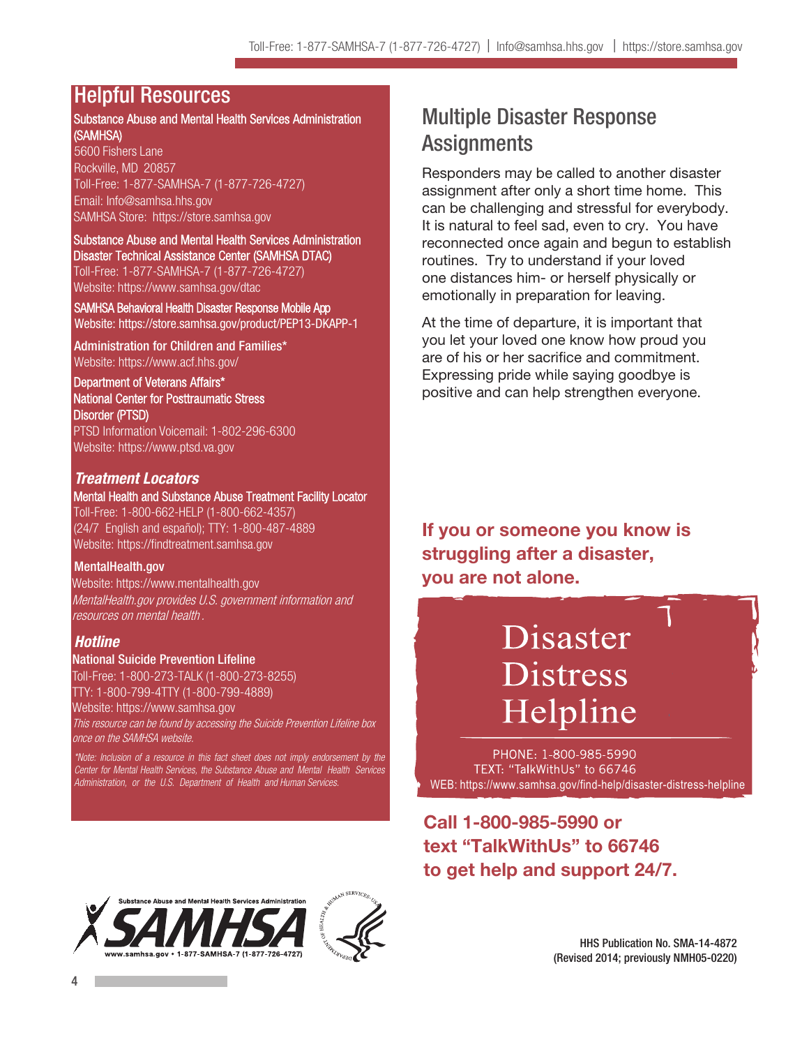## Helpful Resources

**Substance Abuse and Mental Health Services Administration (SAMHSA)**
5600 Fishers Lane
Rockville, MD 20857
Toll-Free: 1-877-SAMHSA-7 (1-877-726-4727)
Email: Info@samhsa.hhs.gov
SAMHSA Store: https://store.samhsa.gov

**Substance Abuse and Mental Health Services Administration Disaster Technical Assistance Center (SAMHSA DTAC)**
Toll-Free: 1-877-SAMHSA-7 (1-877-726-4727)
Website: https://www.samhsa.gov/dtac

**SAMHSA Behavioral Health Disaster Response Mobile App**
Website: https://store.samhsa.gov/product/PEP13-DKAPP-1

**Administration for Children and Families***
Website: https://www.acf.hhs.gov/

**Department of Veterans Affairs***
**National Center for Posttraumatic Stress Disorder (PTSD)**
PTSD Information Voicemail: 1-802-296-6300
Website: https://www.ptsd.va.gov

### *Treatment Locators*

**Mental Health and Substance Abuse Treatment Facility Locator**
Toll-Free: 1-800-662-HELP (1-800-662-4357)
(24/7 English and español); TTY: 1-800-487-4889
Website: https://findtreatment.samhsa.gov

**MentalHealth.gov**
Website: https://www.mentalhealth.gov
*MentalHealth.gov provides U.S. government information and resources on mental health.*

### *Hotline*

**National Suicide Prevention Lifeline**
Toll-Free: 1-800-273-TALK (1-800-273-8255)
TTY: 1-800-799-4TTY (1-800-799-4889)
Website: https://www.samhsa.gov
*This resource can be found by accessing the Suicide Prevention Lifeline box once on the SAMHSA website.*

*\*Note: Inclusion of a resource in this fact sheet does not imply endorsement by the Center for Mental Health Services, the Substance Abuse and Mental Health Services Administration, or the U.S. Department of Health and Human Services.*

## Multiple Disaster Response Assignments

Responders may be called to another disaster assignment after only a short time home. This can be challenging and stressful for everybody. It is natural to feel sad, even to cry. You have reconnected once again and begun to establish routines. Try to understand if your loved one distances him- or herself physically or emotionally in preparation for leaving.

At the time of departure, it is important that you let your loved one know how proud you are of his or her sacrifice and commitment. Expressing pride while saying goodbye is positive and can help strengthen everyone.

**If you or someone you know is struggling after a disaster, you are not alone.**

**Disaster Distress Helpline**

PHONE: 1-800-985-5990
TEXT: "TalkWithUs" to 66746
WEB: https://www.samhsa.gov/find-help/disaster-distress-helpline

**Call 1-800-985-5990 or text "TalkWithUs" to 66746 to get help and support 24/7.**

Substance Abuse and Mental Health Services Administration
SAMHSA
www.samhsa.gov • 1-877-SAMHSA-7 (1-877-726-4727)

HHS Publication No. SMA-14-4872
(Revised 2014; previously NMH05-0220)